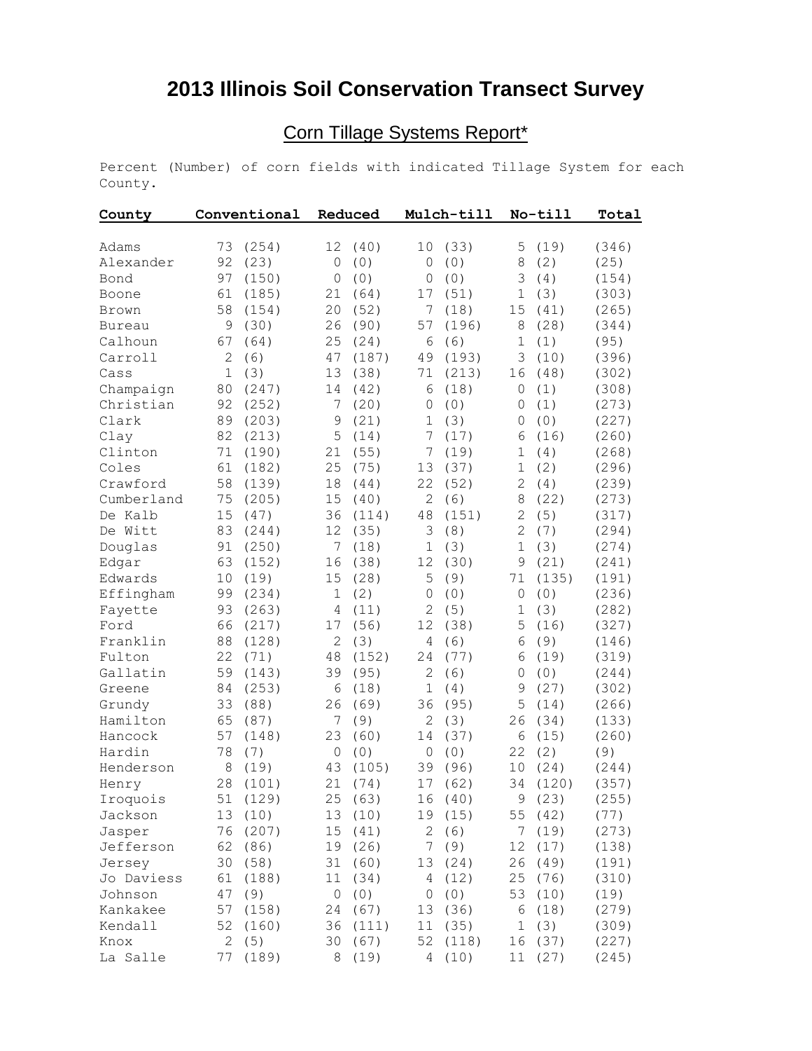# 2013 Illinois Soil Conservation Transect Survey

## Corn Tillage Systems Report*

Percent (Number) of corn fields with indicated Tillage System for each County.

| County | Conventional | Reduced | Mulch-till | No-till | Total |
|---|---|---|---|---|---|
| Adams | 73 (254) | 12 (40) | 10 (33) | 5 (19) | (346) |
| Alexander | 92 (23) | 0 (0) | 0 (0) | 8 (2) | (25) |
| Bond | 97 (150) | 0 (0) | 0 (0) | 3 (4) | (154) |
| Boone | 61 (185) | 21 (64) | 17 (51) | 1 (3) | (303) |
| Brown | 58 (154) | 20 (52) | 7 (18) | 15 (41) | (265) |
| Bureau | 9 (30) | 26 (90) | 57 (196) | 8 (28) | (344) |
| Calhoun | 67 (64) | 25 (24) | 6 (6) | 1 (1) | (95) |
| Carroll | 2 (6) | 47 (187) | 49 (193) | 3 (10) | (396) |
| Cass | 1 (3) | 13 (38) | 71 (213) | 16 (48) | (302) |
| Champaign | 80 (247) | 14 (42) | 6 (18) | 0 (1) | (308) |
| Christian | 92 (252) | 7 (20) | 0 (0) | 0 (1) | (273) |
| Clark | 89 (203) | 9 (21) | 1 (3) | 0 (0) | (227) |
| Clay | 82 (213) | 5 (14) | 7 (17) | 6 (16) | (260) |
| Clinton | 71 (190) | 21 (55) | 7 (19) | 1 (4) | (268) |
| Coles | 61 (182) | 25 (75) | 13 (37) | 1 (2) | (296) |
| Crawford | 58 (139) | 18 (44) | 22 (52) | 2 (4) | (239) |
| Cumberland | 75 (205) | 15 (40) | 2 (6) | 8 (22) | (273) |
| De Kalb | 15 (47) | 36 (114) | 48 (151) | 2 (5) | (317) |
| De Witt | 83 (244) | 12 (35) | 3 (8) | 2 (7) | (294) |
| Douglas | 91 (250) | 7 (18) | 1 (3) | 1 (3) | (274) |
| Edgar | 63 (152) | 16 (38) | 12 (30) | 9 (21) | (241) |
| Edwards | 10 (19) | 15 (28) | 5 (9) | 71 (135) | (191) |
| Effingham | 99 (234) | 1 (2) | 0 (0) | 0 (0) | (236) |
| Fayette | 93 (263) | 4 (11) | 2 (5) | 1 (3) | (282) |
| Ford | 66 (217) | 17 (56) | 12 (38) | 5 (16) | (327) |
| Franklin | 88 (128) | 2 (3) | 4 (6) | 6 (9) | (146) |
| Fulton | 22 (71) | 48 (152) | 24 (77) | 6 (19) | (319) |
| Gallatin | 59 (143) | 39 (95) | 2 (6) | 0 (0) | (244) |
| Greene | 84 (253) | 6 (18) | 1 (4) | 9 (27) | (302) |
| Grundy | 33 (88) | 26 (69) | 36 (95) | 5 (14) | (266) |
| Hamilton | 65 (87) | 7 (9) | 2 (3) | 26 (34) | (133) |
| Hancock | 57 (148) | 23 (60) | 14 (37) | 6 (15) | (260) |
| Hardin | 78 (7) | 0 (0) | 0 (0) | 22 (2) | (9) |
| Henderson | 8 (19) | 43 (105) | 39 (96) | 10 (24) | (244) |
| Henry | 28 (101) | 21 (74) | 17 (62) | 34 (120) | (357) |
| Iroquois | 51 (129) | 25 (63) | 16 (40) | 9 (23) | (255) |
| Jackson | 13 (10) | 13 (10) | 19 (15) | 55 (42) | (77) |
| Jasper | 76 (207) | 15 (41) | 2 (6) | 7 (19) | (273) |
| Jefferson | 62 (86) | 19 (26) | 7 (9) | 12 (17) | (138) |
| Jersey | 30 (58) | 31 (60) | 13 (24) | 26 (49) | (191) |
| Jo Daviess | 61 (188) | 11 (34) | 4 (12) | 25 (76) | (310) |
| Johnson | 47 (9) | 0 (0) | 0 (0) | 53 (10) | (19) |
| Kankakee | 57 (158) | 24 (67) | 13 (36) | 6 (18) | (279) |
| Kendall | 52 (160) | 36 (111) | 11 (35) | 1 (3) | (309) |
| Knox | 2 (5) | 30 (67) | 52 (118) | 16 (37) | (227) |
| La Salle | 77 (189) | 8 (19) | 4 (10) | 11 (27) | (245) |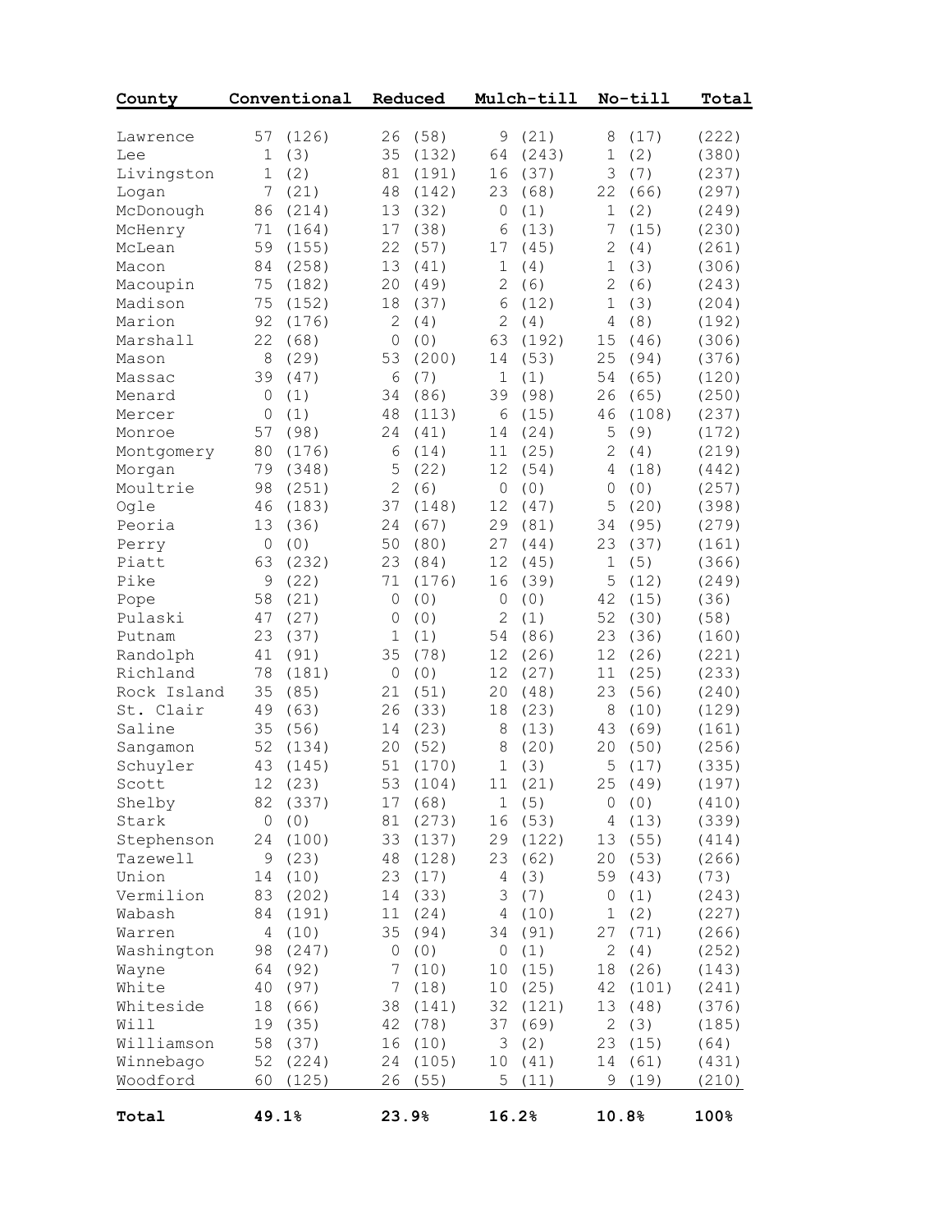| County | Conventional | Reduced | Mulch-till | No-till | Total |
|---|---|---|---|---|---|
| Lawrence | 57 (126) | 26 (58) | 9 (21) | 8 (17) | (222) |
| Lee | 1 (3) | 35 (132) | 64 (243) | 1 (2) | (380) |
| Livingston | 1 (2) | 81 (191) | 16 (37) | 3 (7) | (237) |
| Logan | 7 (21) | 48 (142) | 23 (68) | 22 (66) | (297) |
| McDonough | 86 (214) | 13 (32) | 0 (1) | 1 (2) | (249) |
| McHenry | 71 (164) | 17 (38) | 6 (13) | 7 (15) | (230) |
| McLean | 59 (155) | 22 (57) | 17 (45) | 2 (4) | (261) |
| Macon | 84 (258) | 13 (41) | 1 (4) | 1 (3) | (306) |
| Macoupin | 75 (182) | 20 (49) | 2 (6) | 2 (6) | (243) |
| Madison | 75 (152) | 18 (37) | 6 (12) | 1 (3) | (204) |
| Marion | 92 (176) | 2 (4) | 2 (4) | 4 (8) | (192) |
| Marshall | 22 (68) | 0 (0) | 63 (192) | 15 (46) | (306) |
| Mason | 8 (29) | 53 (200) | 14 (53) | 25 (94) | (376) |
| Massac | 39 (47) | 6 (7) | 1 (1) | 54 (65) | (120) |
| Menard | 0 (1) | 34 (86) | 39 (98) | 26 (65) | (250) |
| Mercer | 0 (1) | 48 (113) | 6 (15) | 46 (108) | (237) |
| Monroe | 57 (98) | 24 (41) | 14 (24) | 5 (9) | (172) |
| Montgomery | 80 (176) | 6 (14) | 11 (25) | 2 (4) | (219) |
| Morgan | 79 (348) | 5 (22) | 12 (54) | 4 (18) | (442) |
| Moultrie | 98 (251) | 2 (6) | 0 (0) | 0 (0) | (257) |
| Ogle | 46 (183) | 37 (148) | 12 (47) | 5 (20) | (398) |
| Peoria | 13 (36) | 24 (67) | 29 (81) | 34 (95) | (279) |
| Perry | 0 (0) | 50 (80) | 27 (44) | 23 (37) | (161) |
| Piatt | 63 (232) | 23 (84) | 12 (45) | 1 (5) | (366) |
| Pike | 9 (22) | 71 (176) | 16 (39) | 5 (12) | (249) |
| Pope | 58 (21) | 0 (0) | 0 (0) | 42 (15) | (36) |
| Pulaski | 47 (27) | 0 (0) | 2 (1) | 52 (30) | (58) |
| Putnam | 23 (37) | 1 (1) | 54 (86) | 23 (36) | (160) |
| Randolph | 41 (91) | 35 (78) | 12 (26) | 12 (26) | (221) |
| Richland | 78 (181) | 0 (0) | 12 (27) | 11 (25) | (233) |
| Rock Island | 35 (85) | 21 (51) | 20 (48) | 23 (56) | (240) |
| St. Clair | 49 (63) | 26 (33) | 18 (23) | 8 (10) | (129) |
| Saline | 35 (56) | 14 (23) | 8 (13) | 43 (69) | (161) |
| Sangamon | 52 (134) | 20 (52) | 8 (20) | 20 (50) | (256) |
| Schuyler | 43 (145) | 51 (170) | 1 (3) | 5 (17) | (335) |
| Scott | 12 (23) | 53 (104) | 11 (21) | 25 (49) | (197) |
| Shelby | 82 (337) | 17 (68) | 1 (5) | 0 (0) | (410) |
| Stark | 0 (0) | 81 (273) | 16 (53) | 4 (13) | (339) |
| Stephenson | 24 (100) | 33 (137) | 29 (122) | 13 (55) | (414) |
| Tazewell | 9 (23) | 48 (128) | 23 (62) | 20 (53) | (266) |
| Union | 14 (10) | 23 (17) | 4 (3) | 59 (43) | (73) |
| Vermilion | 83 (202) | 14 (33) | 3 (7) | 0 (1) | (243) |
| Wabash | 84 (191) | 11 (24) | 4 (10) | 1 (2) | (227) |
| Warren | 4 (10) | 35 (94) | 34 (91) | 27 (71) | (266) |
| Washington | 98 (247) | 0 (0) | 0 (1) | 2 (4) | (252) |
| Wayne | 64 (92) | 7 (10) | 10 (15) | 18 (26) | (143) |
| White | 40 (97) | 7 (18) | 10 (25) | 42 (101) | (241) |
| Whiteside | 18 (66) | 38 (141) | 32 (121) | 13 (48) | (376) |
| Will | 19 (35) | 42 (78) | 37 (69) | 2 (3) | (185) |
| Williamson | 58 (37) | 16 (10) | 3 (2) | 23 (15) | (64) |
| Winnebago | 52 (224) | 24 (105) | 10 (41) | 14 (61) | (431) |
| Woodford | 60 (125) | 26 (55) | 5 (11) | 9 (19) | (210) |
| **Total** | **49.1%** | **23.9%** | **16.2%** | **10.8%** | **100%** |